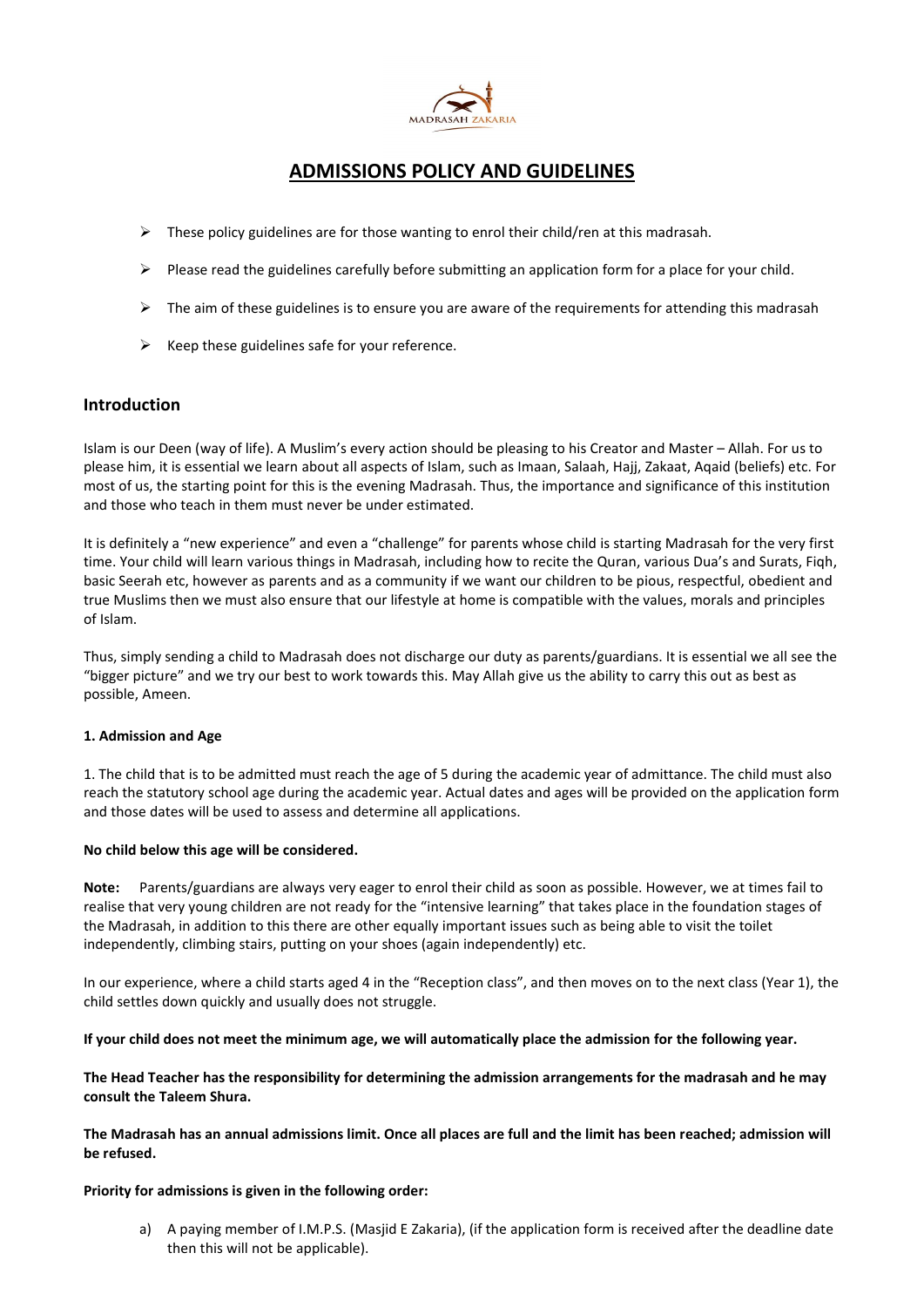# ADMISSIONS POLICY AND GUIDELINES

- These policy guidelines are for those wanting to enrol their child/ren at this madrasah.
- Please read the guidelines carefully before submitting an application form for a place for your child.
- The aim of these guidelines is to ensure you are aware of the requirements for attending this madrasah
- Keep these guidelines safe for your reference.

## Introduction

Islam is our Deen (way of life). A Muslim's every action should be pleasing to his Creator and Master – Allah. For us to please him, it is essential we learn about all aspects of Islam, such as Imaan, Salaah, Hajj, Zakaat, Aqaid (beliefs) etc. For most of us, the starting point for this is the evening Madrasah. Thus, the importance and significance of this institution and those who teach in them must never be under estimated.

It is definitely a "new experience" and even a "challenge" for parents whose child is starting Madrasah for the very first time. Your child will learn various things in Madrasah, including how to recite the Quran, various Dua's and Surats, Fiqh, basic Seerah etc, however as parents and as a community if we want our children to be pious, respectful, obedient and true Muslims then we must also ensure that our lifestyle at home is compatible with the values, morals and principles of Islam.

Thus, simply sending a child to Madrasah does not discharge our duty as parents/guardians. It is essential we all see the "bigger picture" and we try our best to work towards this. May Allah give us the ability to carry this out as best as possible, Ameen.

**1. Admission and Age**

1. The child that is to be admitted must reach the age of 5 during the academic year of admittance. The child must also reach the statutory school age during the academic year. Actual dates and ages will be provided on the application form and those dates will be used to assess and determine all applications.

**No child below this age will be considered.**

**Note:** Parents/guardians are always very eager to enrol their child as soon as possible. However, we at times fail to realise that very young children are not ready for the "intensive learning" that takes place in the foundation stages of the Madrasah, in addition to this there are other equally important issues such as being able to visit the toilet independently, climbing stairs, putting on your shoes (again independently) etc.

In our experience, where a child starts aged 4 in the "Reception class", and then moves on to the next class (Year 1), the child settles down quickly and usually does not struggle.

**If your child does not meet the minimum age, we will automatically place the admission for the following year.**

**The Head Teacher has the responsibility for determining the admission arrangements for the madrasah and he may consult the Taleem Shura.**

**The Madrasah has an annual admissions limit. Once all places are full and the limit has been reached; admission will be refused.**

**Priority for admissions is given in the following order:**

a) A paying member of I.M.P.S. (Masjid E Zakaria), (if the application form is received after the deadline date then this will not be applicable).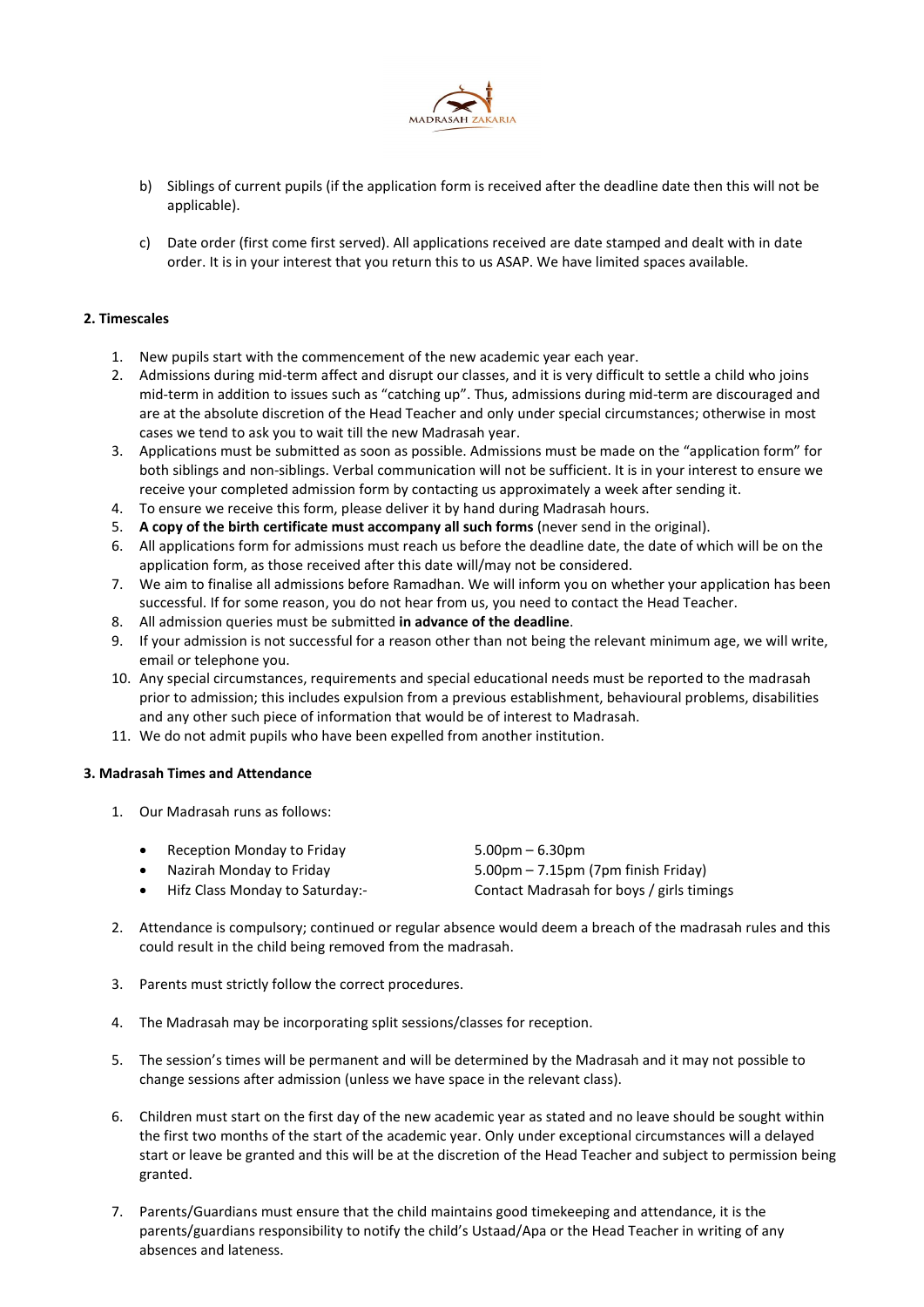b) Siblings of current pupils (if the application form is received after the deadline date then this will not be applicable).

c) Date order (first come first served). All applications received are date stamped and dealt with in date order. It is in your interest that you return this to us ASAP. We have limited spaces available.

**2. Timescales**

1. New pupils start with the commencement of the new academic year each year.
2. Admissions during mid-term affect and disrupt our classes, and it is very difficult to settle a child who joins mid-term in addition to issues such as "catching up". Thus, admissions during mid-term are discouraged and are at the absolute discretion of the Head Teacher and only under special circumstances; otherwise in most cases we tend to ask you to wait till the new Madrasah year.
3. Applications must be submitted as soon as possible. Admissions must be made on the "application form" for both siblings and non-siblings. Verbal communication will not be sufficient. It is in your interest to ensure we receive your completed admission form by contacting us approximately a week after sending it.
4. To ensure we receive this form, please deliver it by hand during Madrasah hours.
5. **A copy of the birth certificate must accompany all such forms** (never send in the original).
6. All applications form for admissions must reach us before the deadline date, the date of which will be on the application form, as those received after this date will/may not be considered.
7. We aim to finalise all admissions before Ramadhan. We will inform you on whether your application has been successful. If for some reason, you do not hear from us, you need to contact the Head Teacher.
8. All admission queries must be submitted **in advance of the deadline**.
9. If your admission is not successful for a reason other than not being the relevant minimum age, we will write, email or telephone you.
10. Any special circumstances, requirements and special educational needs must be reported to the madrasah prior to admission; this includes expulsion from a previous establishment, behavioural problems, disabilities and any other such piece of information that would be of interest to Madrasah.
11. We do not admit pupils who have been expelled from another institution.

**3. Madrasah Times and Attendance**

1. Our Madrasah runs as follows:

   - Reception Monday to Friday — 5.00pm – 6.30pm
   - Nazirah Monday to Friday — 5.00pm – 7.15pm (7pm finish Friday)
   - Hifz Class Monday to Saturday:- — Contact Madrasah for boys / girls timings

2. Attendance is compulsory; continued or regular absence would deem a breach of the madrasah rules and this could result in the child being removed from the madrasah.

3. Parents must strictly follow the correct procedures.

4. The Madrasah may be incorporating split sessions/classes for reception.

5. The session's times will be permanent and will be determined by the Madrasah and it may not possible to change sessions after admission (unless we have space in the relevant class).

6. Children must start on the first day of the new academic year as stated and no leave should be sought within the first two months of the start of the academic year. Only under exceptional circumstances will a delayed start or leave be granted and this will be at the discretion of the Head Teacher and subject to permission being granted.

7. Parents/Guardians must ensure that the child maintains good timekeeping and attendance, it is the parents/guardians responsibility to notify the child's Ustaad/Apa or the Head Teacher in writing of any absences and lateness.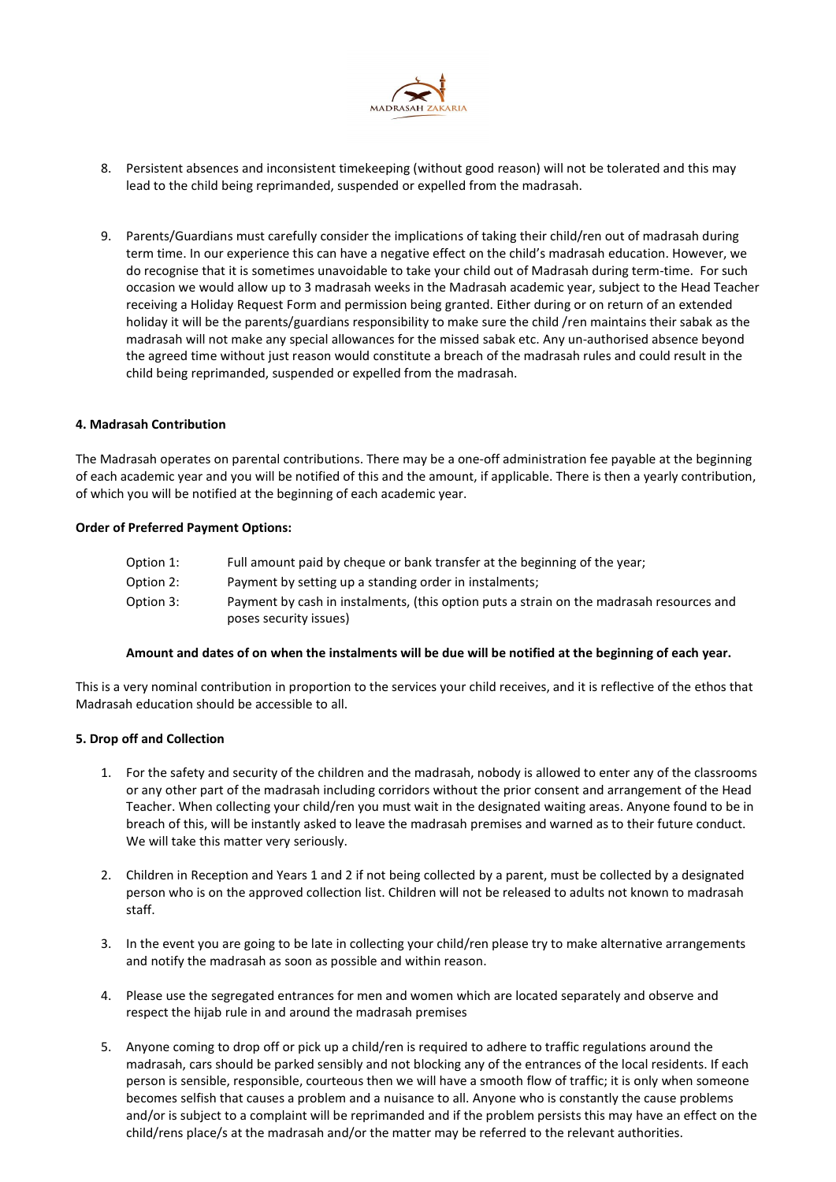8. Persistent absences and inconsistent timekeeping (without good reason) will not be tolerated and this may lead to the child being reprimanded, suspended or expelled from the madrasah.

9. Parents/Guardians must carefully consider the implications of taking their child/ren out of madrasah during term time. In our experience this can have a negative effect on the child's madrasah education. However, we do recognise that it is sometimes unavoidable to take your child out of Madrasah during term-time. For such occasion we would allow up to 3 madrasah weeks in the Madrasah academic year, subject to the Head Teacher receiving a Holiday Request Form and permission being granted. Either during or on return of an extended holiday it will be the parents/guardians responsibility to make sure the child /ren maintains their sabak as the madrasah will not make any special allowances for the missed sabak etc. Any un-authorised absence beyond the agreed time without just reason would constitute a breach of the madrasah rules and could result in the child being reprimanded, suspended or expelled from the madrasah.

**4. Madrasah Contribution**

The Madrasah operates on parental contributions. There may be a one-off administration fee payable at the beginning of each academic year and you will be notified of this and the amount, if applicable. There is then a yearly contribution, of which you will be notified at the beginning of each academic year.

**Order of Preferred Payment Options:**

| | |
|---|---|
| Option 1: | Full amount paid by cheque or bank transfer at the beginning of the year; |
| Option 2: | Payment by setting up a standing order in instalments; |
| Option 3: | Payment by cash in instalments, (this option puts a strain on the madrasah resources and poses security issues) |

**Amount and dates of on when the instalments will be due will be notified at the beginning of each year.**

This is a very nominal contribution in proportion to the services your child receives, and it is reflective of the ethos that Madrasah education should be accessible to all.

**5. Drop off and Collection**

1. For the safety and security of the children and the madrasah, nobody is allowed to enter any of the classrooms or any other part of the madrasah including corridors without the prior consent and arrangement of the Head Teacher. When collecting your child/ren you must wait in the designated waiting areas. Anyone found to be in breach of this, will be instantly asked to leave the madrasah premises and warned as to their future conduct. We will take this matter very seriously.

2. Children in Reception and Years 1 and 2 if not being collected by a parent, must be collected by a designated person who is on the approved collection list. Children will not be released to adults not known to madrasah staff.

3. In the event you are going to be late in collecting your child/ren please try to make alternative arrangements and notify the madrasah as soon as possible and within reason.

4. Please use the segregated entrances for men and women which are located separately and observe and respect the hijab rule in and around the madrasah premises

5. Anyone coming to drop off or pick up a child/ren is required to adhere to traffic regulations around the madrasah, cars should be parked sensibly and not blocking any of the entrances of the local residents. If each person is sensible, responsible, courteous then we will have a smooth flow of traffic; it is only when someone becomes selfish that causes a problem and a nuisance to all. Anyone who is constantly the cause problems and/or is subject to a complaint will be reprimanded and if the problem persists this may have an effect on the child/rens place/s at the madrasah and/or the matter may be referred to the relevant authorities.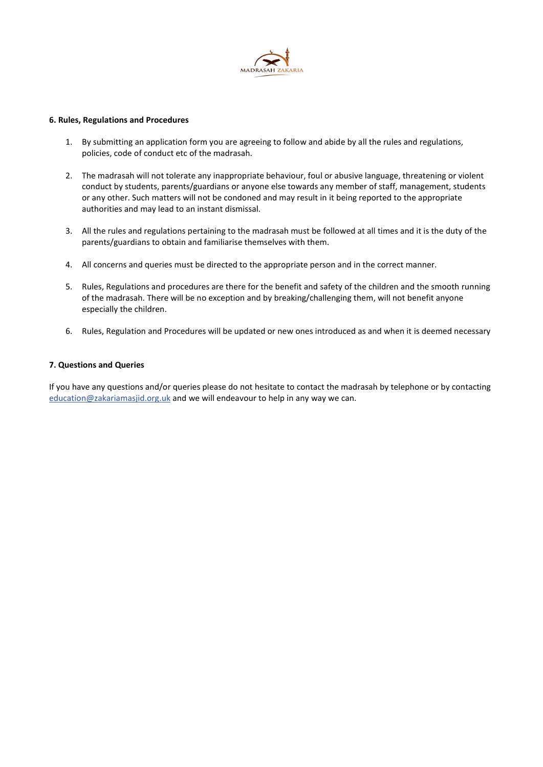**6. Rules, Regulations and Procedures**

1. By submitting an application form you are agreeing to follow and abide by all the rules and regulations, policies, code of conduct etc of the madrasah.

2. The madrasah will not tolerate any inappropriate behaviour, foul or abusive language, threatening or violent conduct by students, parents/guardians or anyone else towards any member of staff, management, students or any other. Such matters will not be condoned and may result in it being reported to the appropriate authorities and may lead to an instant dismissal.

3. All the rules and regulations pertaining to the madrasah must be followed at all times and it is the duty of the parents/guardians to obtain and familiarise themselves with them.

4. All concerns and queries must be directed to the appropriate person and in the correct manner.

5. Rules, Regulations and procedures are there for the benefit and safety of the children and the smooth running of the madrasah. There will be no exception and by breaking/challenging them, will not benefit anyone especially the children.

6. Rules, Regulation and Procedures will be updated or new ones introduced as and when it is deemed necessary

**7. Questions and Queries**

If you have any questions and/or queries please do not hesitate to contact the madrasah by telephone or by contacting education@zakariamasjid.org.uk and we will endeavour to help in any way we can.